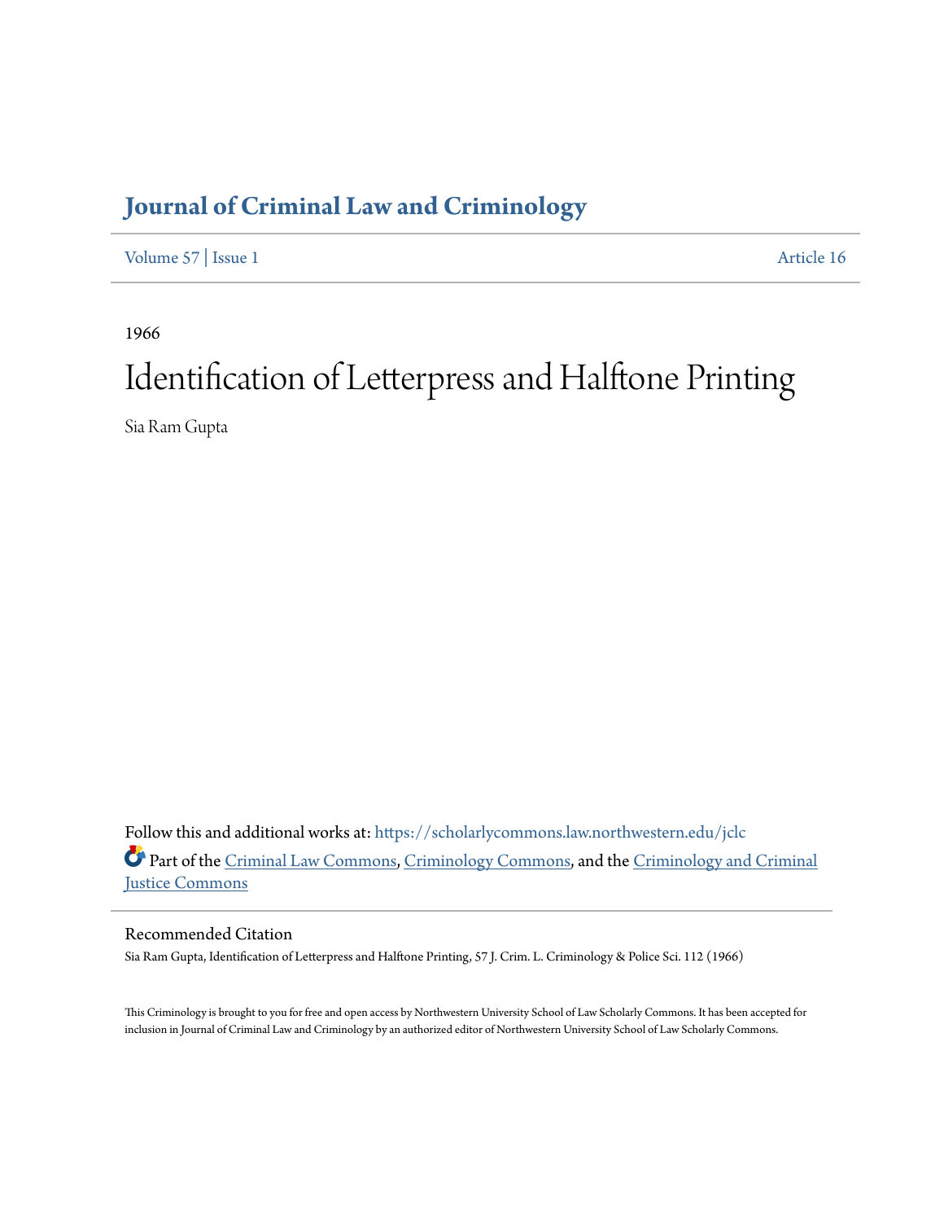# Journal of Criminal Law and Criminology

Volume 57 | Issue 1 Article 16

1966

# Identification of Letterpress and Halftone Printing

Sia Ram Gupta

Follow this and additional works at: https://scholarlycommons.law.northwestern.edu/jclc

Part of the Criminal Law Commons, Criminology Commons, and the Criminology and Criminal Justice Commons

## Recommended Citation

Sia Ram Gupta, Identification of Letterpress and Halftone Printing, 57 J. Crim. L. Criminology & Police Sci. 112 (1966)

This Criminology is brought to you for free and open access by Northwestern University School of Law Scholarly Commons. It has been accepted for inclusion in Journal of Criminal Law and Criminology by an authorized editor of Northwestern University School of Law Scholarly Commons.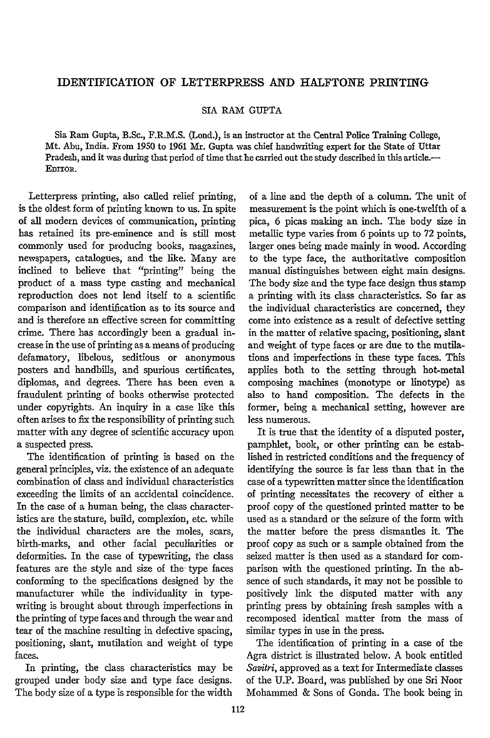# IDENTIFICATION OF LETTERPRESS AND HALFTONE PRINTING

SIA RAM GUPTA

Sia Ram Gupta, B.Sc., F.R.M.S. (Lond.), is an instructor at the Central Police Training College, Mt. Abu, India. From 1950 to 1961 Mr. Gupta was chief handwriting expert for the State of Uttar Pradesh, and it was during that period of time that he carried out the study described in this article.—EDITOR.

Letterpress printing, also called relief printing, is the oldest form of printing known to us. In spite of all modern devices of communication, printing has retained its pre-eminence and is still most commonly used for producing books, magazines, newspapers, catalogues, and the like. Many are inclined to believe that "printing" being the product of a mass type casting and mechanical reproduction does not lend itself to a scientific comparison and identification as to its source and and is therefore an effective screen for committing crime. There has accordingly been a gradual increase in the use of printing as a means of producing defamatory, libelous, seditious or anonymous posters and handbills, and spurious certificates, diplomas, and degrees. There has been even a fraudulent printing of books otherwise protected under copyrights. An inquiry in a case like this often arises to fix the responsibility of printing such matter with any degree of scientific accuracy upon a suspected press.

The identification of printing is based on the general principles, viz. the existence of an adequate combination of class and individual characteristics exceeding the limits of an accidental coincidence. In the case of a human being, the class characteristics are the stature, build, complexion, etc. while the individual characters are the moles, scars, birth-marks, and other facial peculiarities or deformities. In the case of typewriting, the class features are the style and size of the type faces conforming to the specifications designed by the manufacturer while the individuality in typewriting is brought about through imperfections in the printing of type faces and through the wear and tear of the machine resulting in defective spacing, positioning, slant, mutilation and weight of type faces.

In printing, the class characteristics may be grouped under body size and type face designs. The body size of a type is responsible for the width of a line and the depth of a column. The unit of measurement is the point which is one-twelfth of a pica, 6 picas making an inch. The body size in metallic type varies from 6 points up to 72 points, larger ones being made mainly in wood. According to the type face, the authoritative composition manual distinguishes between eight main designs. The body size and the type face design thus stamp a printing with its class characteristics. So far as the individual characteristics are concerned, they come into existence as a result of defective setting in the matter of relative spacing, positioning, slant and weight of type faces or are due to the mutilations and imperfections in these type faces. This applies both to the setting through hot-metal composing machines (monotype or linotype) as also to hand composition. The defects in the former, being a mechanical setting, however are less numerous.

It is true that the identity of a disputed poster, pamphlet, book, or other printing can be established in restricted conditions and the frequency of identifying the source is far less than that in the case of a typewritten matter since the identification of printing necessitates the recovery of either a proof copy of the questioned printed matter to be used as a standard or the seizure of the form with the matter before the press dismantles it. The proof copy as such or a sample obtained from the seized matter is then used as a standard for comparison with the questioned printing. In the absence of such standards, it may not be possible to positively link the disputed matter with any printing press by obtaining fresh samples with a recomposed identical matter from the mass of similar types in use in the press.

The identification of printing in a case of the Agra district is illustrated below. A book entitled *Savitri*, approved as a text for Intermediate classes of the U.P. Board, was published by one Sri Noor Mohammed & Sons of Gonda. The book being in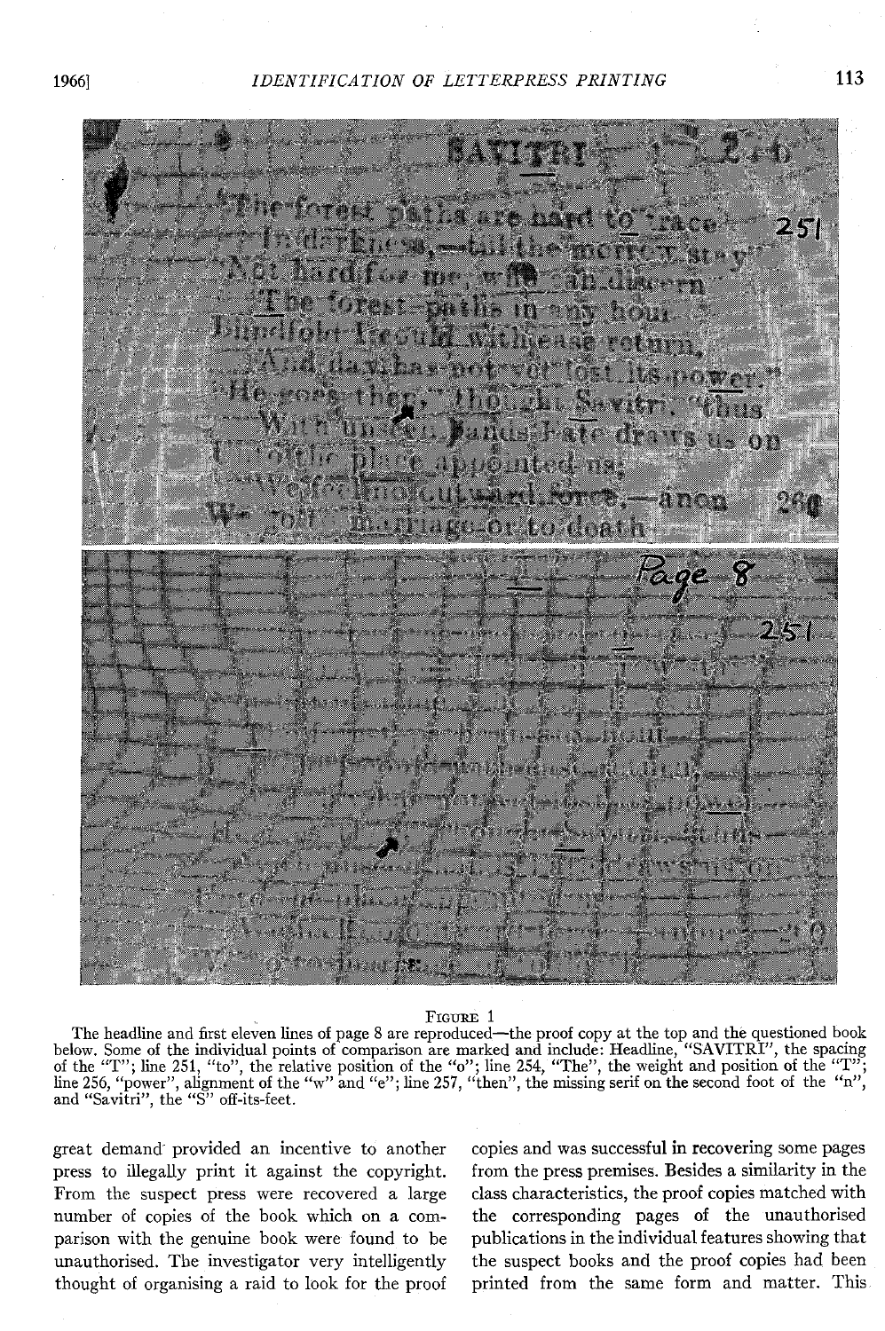FIGURE 1

The headline and first eleven lines of page 8 are reproduced—the proof copy at the top and the questioned book below. Some of the individual points of comparison are marked and include: Headline, "SAVITRI", the spacing of the "T"; line 251, "to", the relative position of the "o"; line 254, "The", the weight and position of the "T"; line 256, "power", alignment of the "w" and "e"; line 257, "then", the missing serif on the second foot of the "n", and "Savitri", the "S" off-its-feet.

great demand provided an incentive to another press to illegally print it against the copyright. From the suspect press were recovered a large number of copies of the book which on a comparison with the genuine book were found to be unauthorised. The investigator very intelligently thought of organising a raid to look for the proof copies and was successful in recovering some pages from the press premises. Besides a similarity in the class characteristics, the proof copies matched with the corresponding pages of the unauthorised publications in the individual features showing that the suspect books and the proof copies had been printed from the same form and matter. This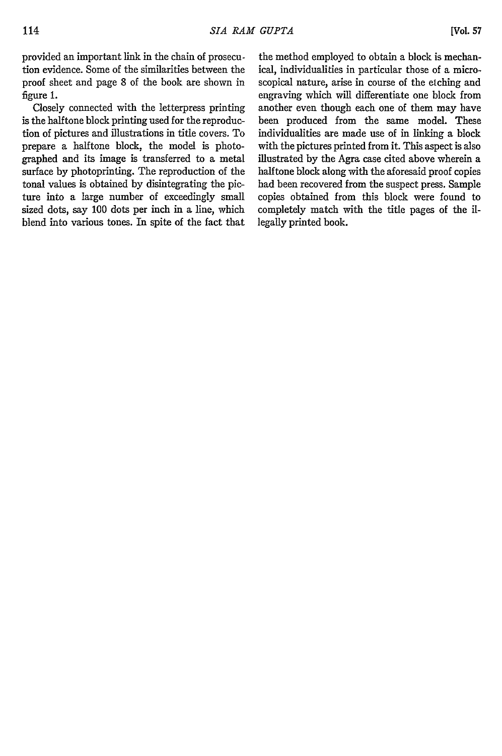provided an important link in the chain of prosecution evidence. Some of the similarities between the proof sheet and page 8 of the book are shown in figure 1.

Closely connected with the letterpress printing is the halftone block printing used for the reproduction of pictures and illustrations in title covers. To prepare a halftone block, the model is photographed and its image is transferred to a metal surface by photoprinting. The reproduction of the tonal values is obtained by disintegrating the picture into a large number of exceedingly small sized dots, say 100 dots per inch in a line, which blend into various tones. In spite of the fact that the method employed to obtain a block is mechanical, individualities in particular those of a microscopical nature, arise in course of the etching and engraving which will differentiate one block from another even though each one of them may have been produced from the same model. These individualities are made use of in linking a block with the pictures printed from it. This aspect is also illustrated by the Agra case cited above wherein a halftone block along with the aforesaid proof copies had been recovered from the suspect press. Sample copies obtained from this block were found to completely match with the title pages of the illegally printed book.